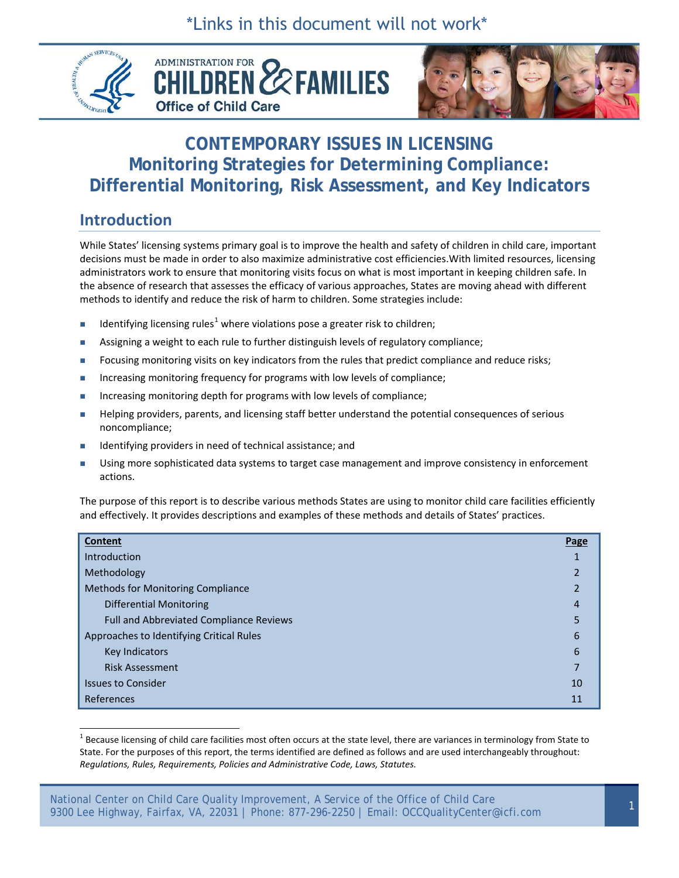*Links in this document will not work*

ADMINISTRATION FOR CHILDREN & FAMILIES
Office of Child Care

# CONTEMPORARY ISSUES IN LICENSING
# Monitoring Strategies for Determining Compliance: Differential Monitoring, Risk Assessment, and Key Indicators

## Introduction

While States' licensing systems primary goal is to improve the health and safety of children in child care, important decisions must be made in order to also maximize administrative cost efficiencies.With limited resources, licensing administrators work to ensure that monitoring visits focus on what is most important in keeping children safe. In the absence of research that assesses the efficacy of various approaches, States are moving ahead with different methods to identify and reduce the risk of harm to children. Some strategies include:

- Identifying licensing rules[1] where violations pose a greater risk to children;
- Assigning a weight to each rule to further distinguish levels of regulatory compliance;
- Focusing monitoring visits on key indicators from the rules that predict compliance and reduce risks;
- Increasing monitoring frequency for programs with low levels of compliance;
- Increasing monitoring depth for programs with low levels of compliance;
- Helping providers, parents, and licensing staff better understand the potential consequences of serious noncompliance;
- Identifying providers in need of technical assistance; and
- Using more sophisticated data systems to target case management and improve consistency in enforcement actions.

The purpose of this report is to describe various methods States are using to monitor child care facilities efficiently and effectively. It provides descriptions and examples of these methods and details of States' practices.

| Content | Page |
|---|---|
| Introduction | 1 |
| Methodology | 2 |
| Methods for Monitoring Compliance | 2 |
| Differential Monitoring | 4 |
| Full and Abbreviated Compliance Reviews | 5 |
| Approaches to Identifying Critical Rules | 6 |
| Key Indicators | 6 |
| Risk Assessment | 7 |
| Issues to Consider | 10 |
| References | 11 |

[1] Because licensing of child care facilities most often occurs at the state level, there are variances in terminology from State to State. For the purposes of this report, the terms identified are defined as follows and are used interchangeably throughout: *Regulations, Rules, Requirements, Policies and Administrative Code, Laws, Statutes.*

National Center on Child Care Quality Improvement, A Service of the Office of Child Care
9300 Lee Highway, Fairfax, VA, 22031 | Phone: 877-296-2250 | Email: OCCQualityCenter@icfi.com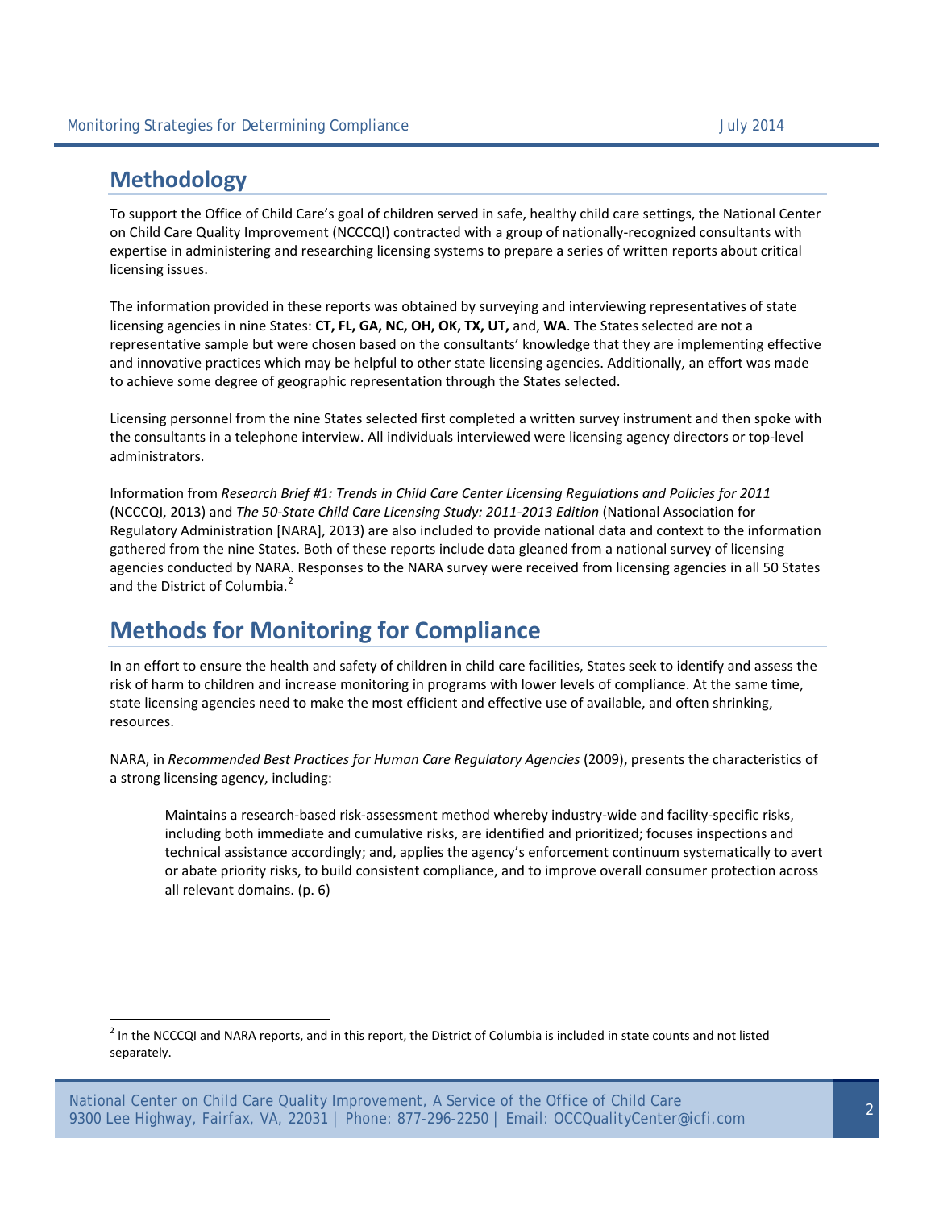## Methodology

To support the Office of Child Care's goal of children served in safe, healthy child care settings, the National Center on Child Care Quality Improvement (NCCCQI) contracted with a group of nationally-recognized consultants with expertise in administering and researching licensing systems to prepare a series of written reports about critical licensing issues.

The information provided in these reports was obtained by surveying and interviewing representatives of state licensing agencies in nine States: **CT, FL, GA, NC, OH, OK, TX, UT,** and, **WA**. The States selected are not a representative sample but were chosen based on the consultants' knowledge that they are implementing effective and innovative practices which may be helpful to other state licensing agencies. Additionally, an effort was made to achieve some degree of geographic representation through the States selected.

Licensing personnel from the nine States selected first completed a written survey instrument and then spoke with the consultants in a telephone interview. All individuals interviewed were licensing agency directors or top-level administrators.

Information from *Research Brief #1: Trends in Child Care Center Licensing Regulations and Policies for 2011* (NCCCQI, 2013) and *The 50-State Child Care Licensing Study: 2011-2013 Edition* (National Association for Regulatory Administration [NARA], 2013) are also included to provide national data and context to the information gathered from the nine States. Both of these reports include data gleaned from a national survey of licensing agencies conducted by NARA. Responses to the NARA survey were received from licensing agencies in all 50 States and the District of Columbia.[2]

## Methods for Monitoring for Compliance

In an effort to ensure the health and safety of children in child care facilities, States seek to identify and assess the risk of harm to children and increase monitoring in programs with lower levels of compliance. At the same time, state licensing agencies need to make the most efficient and effective use of available, and often shrinking, resources.

NARA, in *Recommended Best Practices for Human Care Regulatory Agencies* (2009), presents the characteristics of a strong licensing agency, including:

> Maintains a research-based risk-assessment method whereby industry-wide and facility-specific risks, including both immediate and cumulative risks, are identified and prioritized; focuses inspections and technical assistance accordingly; and, applies the agency's enforcement continuum systematically to avert or abate priority risks, to build consistent compliance, and to improve overall consumer protection across all relevant domains. (p. 6)

[2] In the NCCCQI and NARA reports, and in this report, the District of Columbia is included in state counts and not listed separately.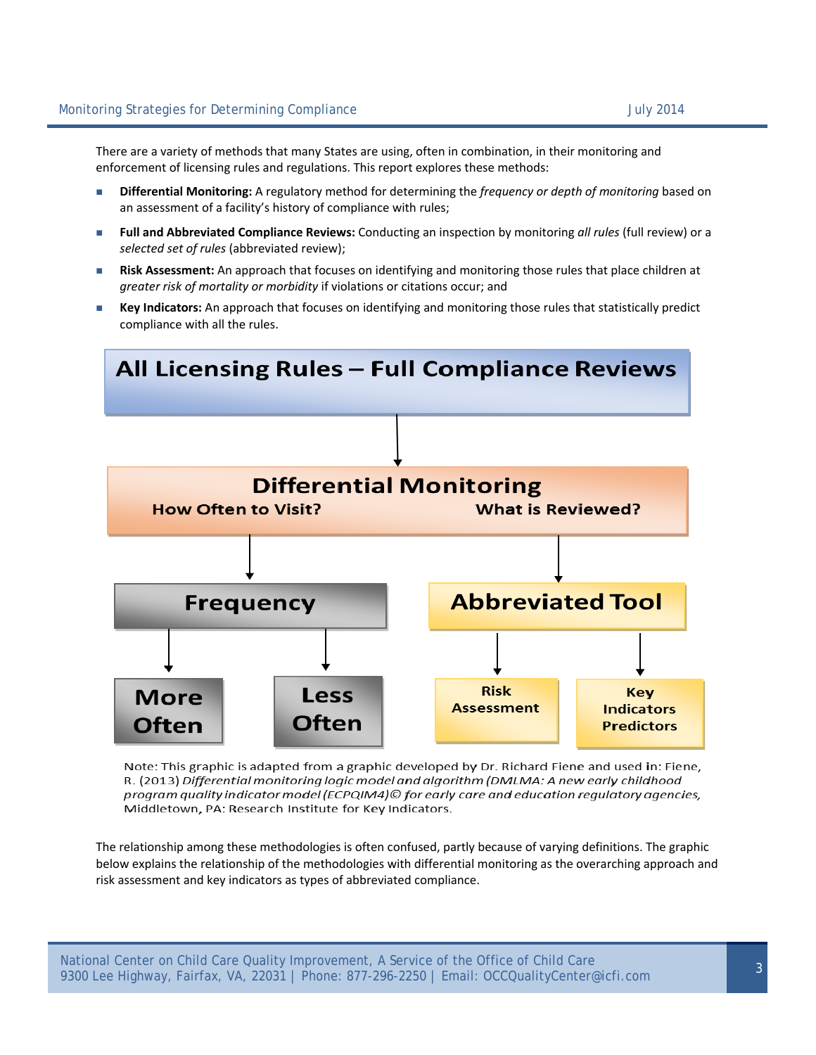There are a variety of methods that many States are using, often in combination, in their monitoring and enforcement of licensing rules and regulations. This report explores these methods:

- **Differential Monitoring:** A regulatory method for determining the *frequency or depth of monitoring* based on an assessment of a facility's history of compliance with rules;
- **Full and Abbreviated Compliance Reviews:** Conducting an inspection by monitoring *all rules* (full review) or a *selected set of rules* (abbreviated review);
- **Risk Assessment:** An approach that focuses on identifying and monitoring those rules that place children at *greater risk of mortality or morbidity* if violations or citations occur; and
- **Key Indicators:** An approach that focuses on identifying and monitoring those rules that statistically predict compliance with all the rules.

All Licensing Rules – Full Compliance Reviews

Differential Monitoring

How Often to Visit? What is Reviewed?

Frequency

More Often

Less Often

Abbreviated Tool

Risk Assessment

Key Indicators Predictors

Note: This graphic is adapted from a graphic developed by Dr. Richard Fiene and used in: Fiene, R. (2013) *Differential monitoring logic model and algorithm (DMLMA: A new early childhood program quality indicator model (ECPQIM4)© for early care and education regulatory agencies,* Middletown, PA: Research Institute for Key Indicators.

The relationship among these methodologies is often confused, partly because of varying definitions. The graphic below explains the relationship of the methodologies with differential monitoring as the overarching approach and risk assessment and key indicators as types of abbreviated compliance.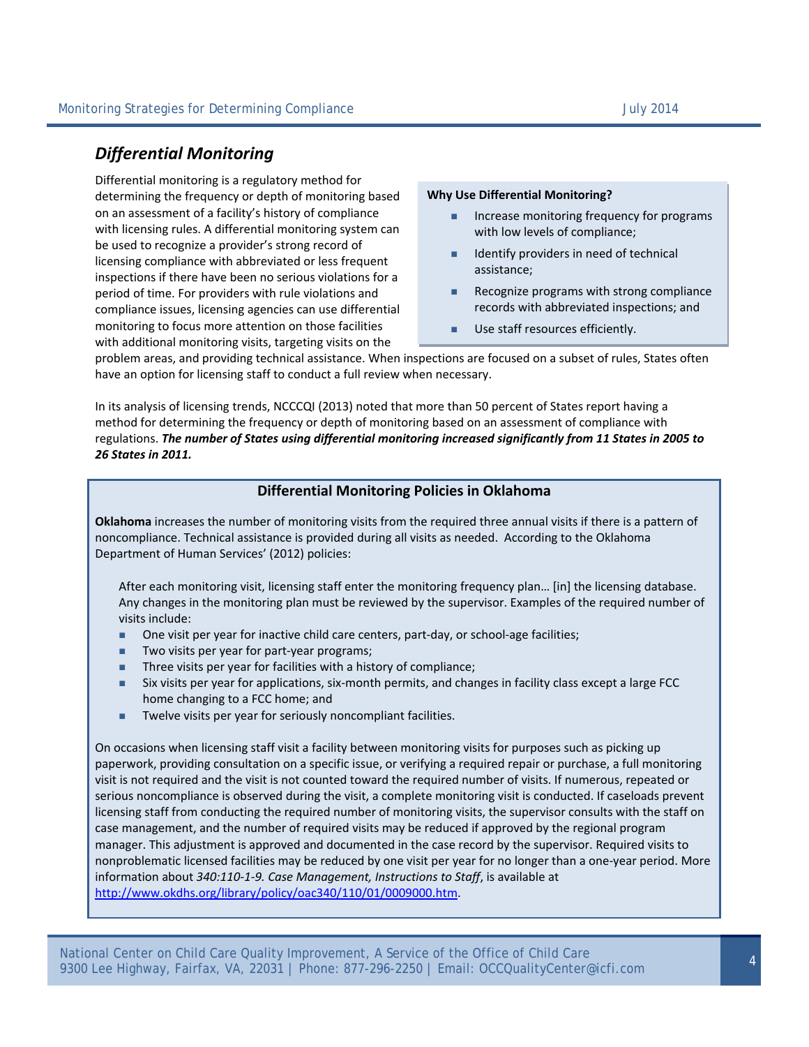## *Differential Monitoring*

Differential monitoring is a regulatory method for determining the frequency or depth of monitoring based on an assessment of a facility's history of compliance with licensing rules. A differential monitoring system can be used to recognize a provider's strong record of licensing compliance with abbreviated or less frequent inspections if there have been no serious violations for a period of time. For providers with rule violations and compliance issues, licensing agencies can use differential monitoring to focus more attention on those facilities with additional monitoring visits, targeting visits on the problem areas, and providing technical assistance. When inspections are focused on a subset of rules, States often have an option for licensing staff to conduct a full review when necessary.

> **Why Use Differential Monitoring?**
>
> - Increase monitoring frequency for programs with low levels of compliance;
> - Identify providers in need of technical assistance;
> - Recognize programs with strong compliance records with abbreviated inspections; and
> - Use staff resources efficiently.

In its analysis of licensing trends, NCCCQI (2013) noted that more than 50 percent of States report having a method for determining the frequency or depth of monitoring based on an assessment of compliance with regulations. ***The number of States using differential monitoring increased significantly from 11 States in 2005 to 26 States in 2011.***

### Differential Monitoring Policies in Oklahoma

**Oklahoma** increases the number of monitoring visits from the required three annual visits if there is a pattern of noncompliance. Technical assistance is provided during all visits as needed. According to the Oklahoma Department of Human Services' (2012) policies:

> After each monitoring visit, licensing staff enter the monitoring frequency plan… [in] the licensing database. Any changes in the monitoring plan must be reviewed by the supervisor. Examples of the required number of visits include:
>
> - One visit per year for inactive child care centers, part-day, or school-age facilities;
> - Two visits per year for part-year programs;
> - Three visits per year for facilities with a history of compliance;
> - Six visits per year for applications, six-month permits, and changes in facility class except a large FCC home changing to a FCC home; and
> - Twelve visits per year for seriously noncompliant facilities.

On occasions when licensing staff visit a facility between monitoring visits for purposes such as picking up paperwork, providing consultation on a specific issue, or verifying a required repair or purchase, a full monitoring visit is not required and the visit is not counted toward the required number of visits. If numerous, repeated or serious noncompliance is observed during the visit, a complete monitoring visit is conducted. If caseloads prevent licensing staff from conducting the required number of monitoring visits, the supervisor consults with the staff on case management, and the number of required visits may be reduced if approved by the regional program manager. This adjustment is approved and documented in the case record by the supervisor. Required visits to nonproblematic licensed facilities may be reduced by one visit per year for no longer than a one-year period. More information about *340:110-1-9. Case Management, Instructions to Staff*, is available at http://www.okdhs.org/library/policy/oac340/110/01/0009000.htm.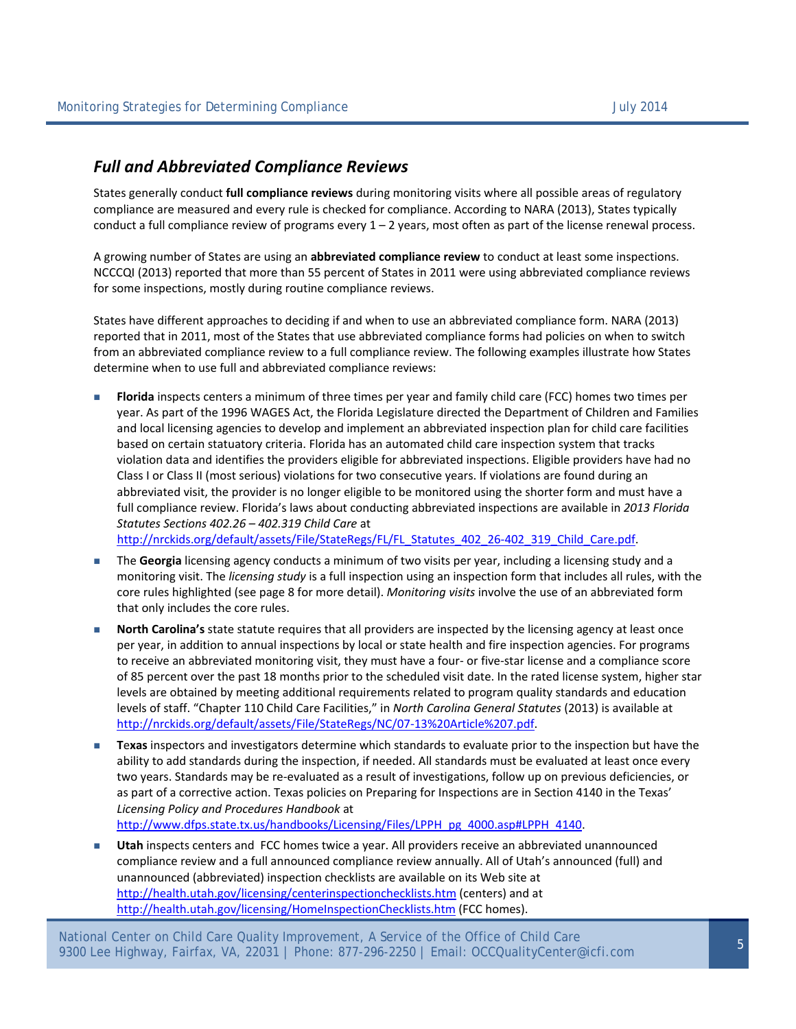## *Full and Abbreviated Compliance Reviews*

States generally conduct **full compliance reviews** during monitoring visits where all possible areas of regulatory compliance are measured and every rule is checked for compliance. According to NARA (2013), States typically conduct a full compliance review of programs every 1 – 2 years, most often as part of the license renewal process.

A growing number of States are using an **abbreviated compliance review** to conduct at least some inspections. NCCCQI (2013) reported that more than 55 percent of States in 2011 were using abbreviated compliance reviews for some inspections, mostly during routine compliance reviews.

States have different approaches to deciding if and when to use an abbreviated compliance form. NARA (2013) reported that in 2011, most of the States that use abbreviated compliance forms had policies on when to switch from an abbreviated compliance review to a full compliance review. The following examples illustrate how States determine when to use full and abbreviated compliance reviews:

- **Florida** inspects centers a minimum of three times per year and family child care (FCC) homes two times per year. As part of the 1996 WAGES Act, the Florida Legislature directed the Department of Children and Families and local licensing agencies to develop and implement an abbreviated inspection plan for child care facilities based on certain statuatory criteria. Florida has an automated child care inspection system that tracks violation data and identifies the providers eligible for abbreviated inspections. Eligible providers have had no Class I or Class II (most serious) violations for two consecutive years. If violations are found during an abbreviated visit, the provider is no longer eligible to be monitored using the shorter form and must have a full compliance review. Florida's laws about conducting abbreviated inspections are available in *2013 Florida Statutes Sections 402.26 – 402.319 Child Care* at http://nrckids.org/default/assets/File/StateRegs/FL/FL_Statutes_402_26-402_319_Child_Care.pdf.
- The **Georgia** licensing agency conducts a minimum of two visits per year, including a licensing study and a monitoring visit. The *licensing study* is a full inspection using an inspection form that includes all rules, with the core rules highlighted (see page 8 for more detail). *Monitoring visits* involve the use of an abbreviated form that only includes the core rules.
- **North Carolina's** state statute requires that all providers are inspected by the licensing agency at least once per year, in addition to annual inspections by local or state health and fire inspection agencies. For programs to receive an abbreviated monitoring visit, they must have a four- or five-star license and a compliance score of 85 percent over the past 18 months prior to the scheduled visit date. In the rated license system, higher star levels are obtained by meeting additional requirements related to program quality standards and education levels of staff. "Chapter 110 Child Care Facilities," in *North Carolina General Statutes* (2013) is available at http://nrckids.org/default/assets/File/StateRegs/NC/07-13%20Article%207.pdf.
- **Texas** inspectors and investigators determine which standards to evaluate prior to the inspection but have the ability to add standards during the inspection, if needed. All standards must be evaluated at least once every two years. Standards may be re-evaluated as a result of investigations, follow up on previous deficiencies, or as part of a corrective action. Texas policies on Preparing for Inspections are in Section 4140 in the Texas' *Licensing Policy and Procedures Handbook* at http://www.dfps.state.tx.us/handbooks/Licensing/Files/LPPH_pg_4000.asp#LPPH_4140.
- **Utah** inspects centers and FCC homes twice a year. All providers receive an abbreviated unannounced compliance review and a full announced compliance review annually. All of Utah's announced (full) and unannounced (abbreviated) inspection checklists are available on its Web site at http://health.utah.gov/licensing/centerinspectionchecklists.htm (centers) and at http://health.utah.gov/licensing/HomeInspectionChecklists.htm (FCC homes).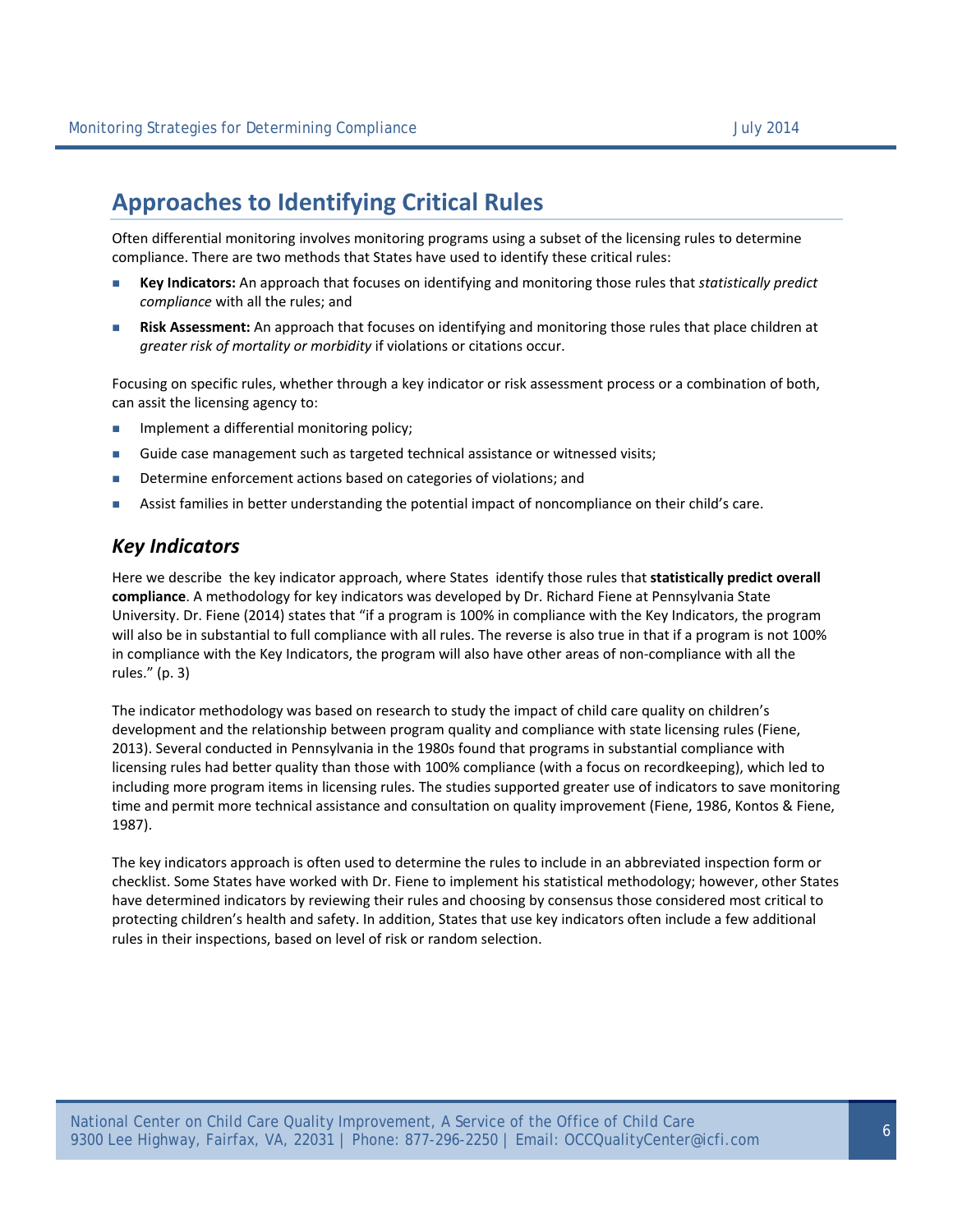## Approaches to Identifying Critical Rules

Often differential monitoring involves monitoring programs using a subset of the licensing rules to determine compliance. There are two methods that States have used to identify these critical rules:

- **Key Indicators:** An approach that focuses on identifying and monitoring those rules that *statistically predict compliance* with all the rules; and
- **Risk Assessment:** An approach that focuses on identifying and monitoring those rules that place children at *greater risk of mortality or morbidity* if violations or citations occur.

Focusing on specific rules, whether through a key indicator or risk assessment process or a combination of both, can assit the licensing agency to:

- Implement a differential monitoring policy;
- Guide case management such as targeted technical assistance or witnessed visits;
- Determine enforcement actions based on categories of violations; and
- Assist families in better understanding the potential impact of noncompliance on their child's care.

### *Key Indicators*

Here we describe the key indicator approach, where States identify those rules that **statistically predict overall compliance**. A methodology for key indicators was developed by Dr. Richard Fiene at Pennsylvania State University. Dr. Fiene (2014) states that "if a program is 100% in compliance with the Key Indicators, the program will also be in substantial to full compliance with all rules. The reverse is also true in that if a program is not 100% in compliance with the Key Indicators, the program will also have other areas of non-compliance with all the rules." (p. 3)

The indicator methodology was based on research to study the impact of child care quality on children's development and the relationship between program quality and compliance with state licensing rules (Fiene, 2013). Several conducted in Pennsylvania in the 1980s found that programs in substantial compliance with licensing rules had better quality than those with 100% compliance (with a focus on recordkeeping), which led to including more program items in licensing rules. The studies supported greater use of indicators to save monitoring time and permit more technical assistance and consultation on quality improvement (Fiene, 1986, Kontos & Fiene, 1987).

The key indicators approach is often used to determine the rules to include in an abbreviated inspection form or checklist. Some States have worked with Dr. Fiene to implement his statistical methodology; however, other States have determined indicators by reviewing their rules and choosing by consensus those considered most critical to protecting children's health and safety. In addition, States that use key indicators often include a few additional rules in their inspections, based on level of risk or random selection.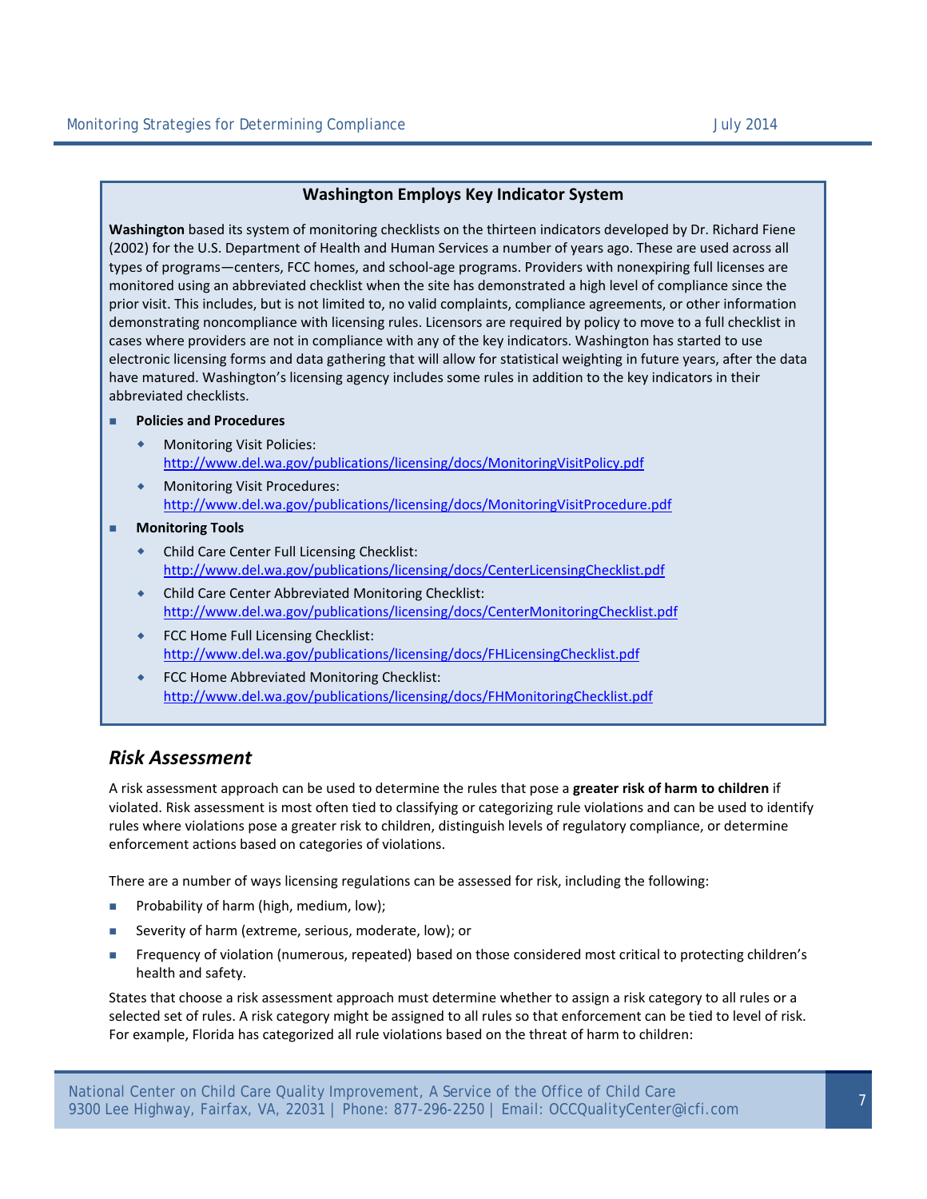### Washington Employs Key Indicator System

**Washington** based its system of monitoring checklists on the thirteen indicators developed by Dr. Richard Fiene (2002) for the U.S. Department of Health and Human Services a number of years ago. These are used across all types of programs—centers, FCC homes, and school-age programs. Providers with nonexpiring full licenses are monitored using an abbreviated checklist when the site has demonstrated a high level of compliance since the prior visit. This includes, but is not limited to, no valid complaints, compliance agreements, or other information demonstrating noncompliance with licensing rules. Licensors are required by policy to move to a full checklist in cases where providers are not in compliance with any of the key indicators. Washington has started to use electronic licensing forms and data gathering that will allow for statistical weighting in future years, after the data have matured. Washington's licensing agency includes some rules in addition to the key indicators in their abbreviated checklists.

- **Policies and Procedures**
  - Monitoring Visit Policies: http://www.del.wa.gov/publications/licensing/docs/MonitoringVisitPolicy.pdf
  - Monitoring Visit Procedures: http://www.del.wa.gov/publications/licensing/docs/MonitoringVisitProcedure.pdf
- **Monitoring Tools**
  - Child Care Center Full Licensing Checklist: http://www.del.wa.gov/publications/licensing/docs/CenterLicensingChecklist.pdf
  - Child Care Center Abbreviated Monitoring Checklist: http://www.del.wa.gov/publications/licensing/docs/CenterMonitoringChecklist.pdf
  - FCC Home Full Licensing Checklist: http://www.del.wa.gov/publications/licensing/docs/FHLicensingChecklist.pdf
  - FCC Home Abbreviated Monitoring Checklist: http://www.del.wa.gov/publications/licensing/docs/FHMonitoringChecklist.pdf

## *Risk Assessment*

A risk assessment approach can be used to determine the rules that pose a **greater risk of harm to children** if violated. Risk assessment is most often tied to classifying or categorizing rule violations and can be used to identify rules where violations pose a greater risk to children, distinguish levels of regulatory compliance, or determine enforcement actions based on categories of violations.

There are a number of ways licensing regulations can be assessed for risk, including the following:

- Probability of harm (high, medium, low);
- Severity of harm (extreme, serious, moderate, low); or
- Frequency of violation (numerous, repeated) based on those considered most critical to protecting children's health and safety.

States that choose a risk assessment approach must determine whether to assign a risk category to all rules or a selected set of rules. A risk category might be assigned to all rules so that enforcement can be tied to level of risk. For example, Florida has categorized all rule violations based on the threat of harm to children: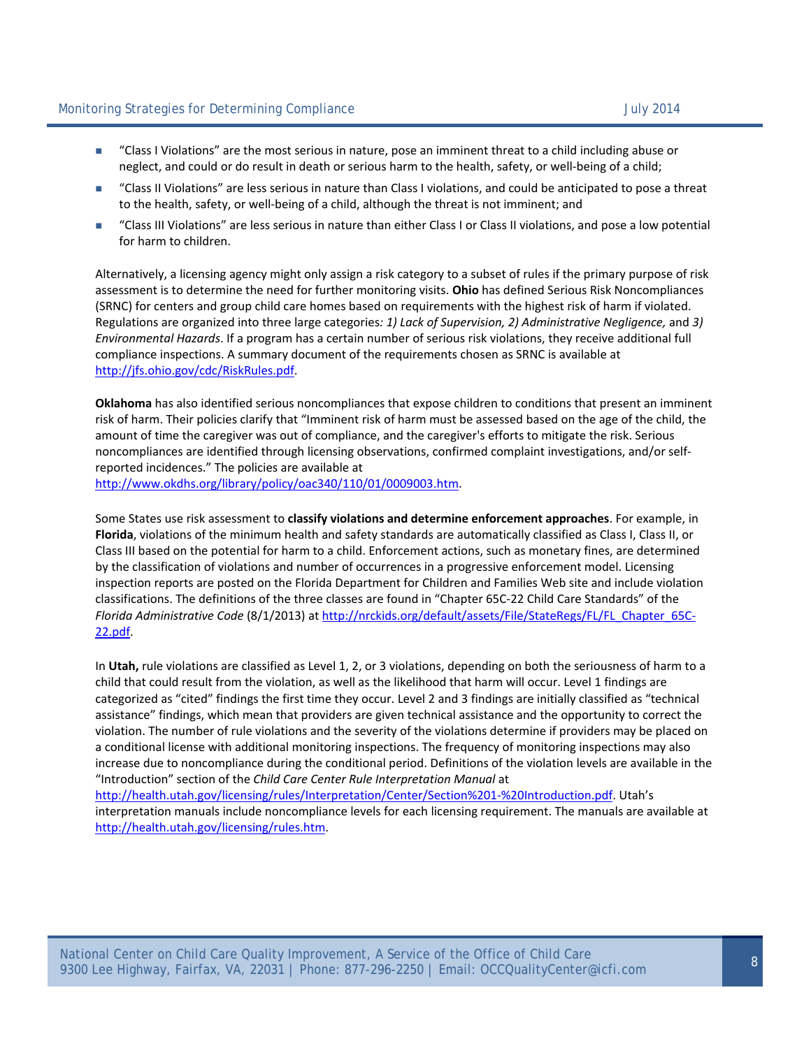- "Class I Violations" are the most serious in nature, pose an imminent threat to a child including abuse or neglect, and could or do result in death or serious harm to the health, safety, or well-being of a child;
- "Class II Violations" are less serious in nature than Class I violations, and could be anticipated to pose a threat to the health, safety, or well-being of a child, although the threat is not imminent; and
- "Class III Violations" are less serious in nature than either Class I or Class II violations, and pose a low potential for harm to children.

Alternatively, a licensing agency might only assign a risk category to a subset of rules if the primary purpose of risk assessment is to determine the need for further monitoring visits. **Ohio** has defined Serious Risk Noncompliances (SRNC) for centers and group child care homes based on requirements with the highest risk of harm if violated. Regulations are organized into three large categories*: 1) Lack of Supervision, 2) Administrative Negligence,* and *3) Environmental Hazards*. If a program has a certain number of serious risk violations, they receive additional full compliance inspections. A summary document of the requirements chosen as SRNC is available at http://jfs.ohio.gov/cdc/RiskRules.pdf.

**Oklahoma** has also identified serious noncompliances that expose children to conditions that present an imminent risk of harm. Their policies clarify that "Imminent risk of harm must be assessed based on the age of the child, the amount of time the caregiver was out of compliance, and the caregiver's efforts to mitigate the risk. Serious noncompliances are identified through licensing observations, confirmed complaint investigations, and/or self-reported incidences." The policies are available at http://www.okdhs.org/library/policy/oac340/110/01/0009003.htm.

Some States use risk assessment to **classify violations and determine enforcement approaches**. For example, in **Florida**, violations of the minimum health and safety standards are automatically classified as Class I, Class II, or Class III based on the potential for harm to a child. Enforcement actions, such as monetary fines, are determined by the classification of violations and number of occurrences in a progressive enforcement model. Licensing inspection reports are posted on the Florida Department for Children and Families Web site and include violation classifications. The definitions of the three classes are found in "Chapter 65C-22 Child Care Standards" of the *Florida Administrative Code* (8/1/2013) at http://nrckids.org/default/assets/File/StateRegs/FL/FL_Chapter_65C-22.pdf.

In **Utah,** rule violations are classified as Level 1, 2, or 3 violations, depending on both the seriousness of harm to a child that could result from the violation, as well as the likelihood that harm will occur. Level 1 findings are categorized as "cited" findings the first time they occur. Level 2 and 3 findings are initially classified as "technical assistance" findings, which mean that providers are given technical assistance and the opportunity to correct the violation. The number of rule violations and the severity of the violations determine if providers may be placed on a conditional license with additional monitoring inspections. The frequency of monitoring inspections may also increase due to noncompliance during the conditional period. Definitions of the violation levels are available in the "Introduction" section of the *Child Care Center Rule Interpretation Manual* at http://health.utah.gov/licensing/rules/Interpretation/Center/Section%201-%20Introduction.pdf. Utah's interpretation manuals include noncompliance levels for each licensing requirement. The manuals are available at http://health.utah.gov/licensing/rules.htm.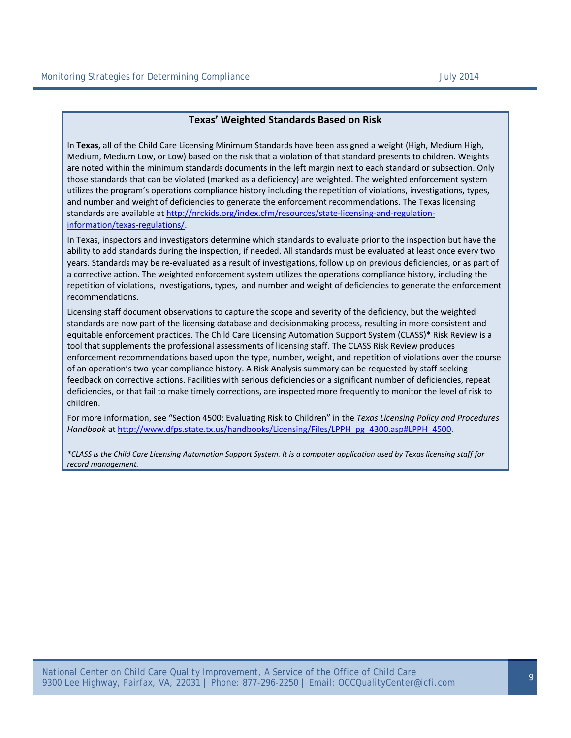### Texas' Weighted Standards Based on Risk

In **Texas**, all of the Child Care Licensing Minimum Standards have been assigned a weight (High, Medium High, Medium, Medium Low, or Low) based on the risk that a violation of that standard presents to children. Weights are noted within the minimum standards documents in the left margin next to each standard or subsection. Only those standards that can be violated (marked as a deficiency) are weighted. The weighted enforcement system utilizes the program's operations compliance history including the repetition of violations, investigations, types, and number and weight of deficiencies to generate the enforcement recommendations. The Texas licensing standards are available at [http://nrckids.org/index.cfm/resources/state-licensing-and-regulation-information/texas-regulations/](http://nrckids.org/index.cfm/resources/state-licensing-and-regulation-information/texas-regulations/).

In Texas, inspectors and investigators determine which standards to evaluate prior to the inspection but have the ability to add standards during the inspection, if needed. All standards must be evaluated at least once every two years. Standards may be re-evaluated as a result of investigations, follow up on previous deficiencies, or as part of a corrective action. The weighted enforcement system utilizes the operations compliance history, including the repetition of violations, investigations, types, and number and weight of deficiencies to generate the enforcement recommendations.

Licensing staff document observations to capture the scope and severity of the deficiency, but the weighted standards are now part of the licensing database and decisionmaking process, resulting in more consistent and equitable enforcement practices. The Child Care Licensing Automation Support System (CLASS)* Risk Review is a tool that supplements the professional assessments of licensing staff. The CLASS Risk Review produces enforcement recommendations based upon the type, number, weight, and repetition of violations over the course of an operation's two-year compliance history. A Risk Analysis summary can be requested by staff seeking feedback on corrective actions. Facilities with serious deficiencies or a significant number of deficiencies, repeat deficiencies, or that fail to make timely corrections, are inspected more frequently to monitor the level of risk to children.

For more information, see "Section 4500: Evaluating Risk to Children" in the *Texas Licensing Policy and Procedures Handbook* at [http://www.dfps.state.tx.us/handbooks/Licensing/Files/LPPH_pg_4300.asp#LPPH_4500](http://www.dfps.state.tx.us/handbooks/Licensing/Files/LPPH_pg_4300.asp#LPPH_4500).

*\*CLASS is the Child Care Licensing Automation Support System. It is a computer application used by Texas licensing staff for record management.*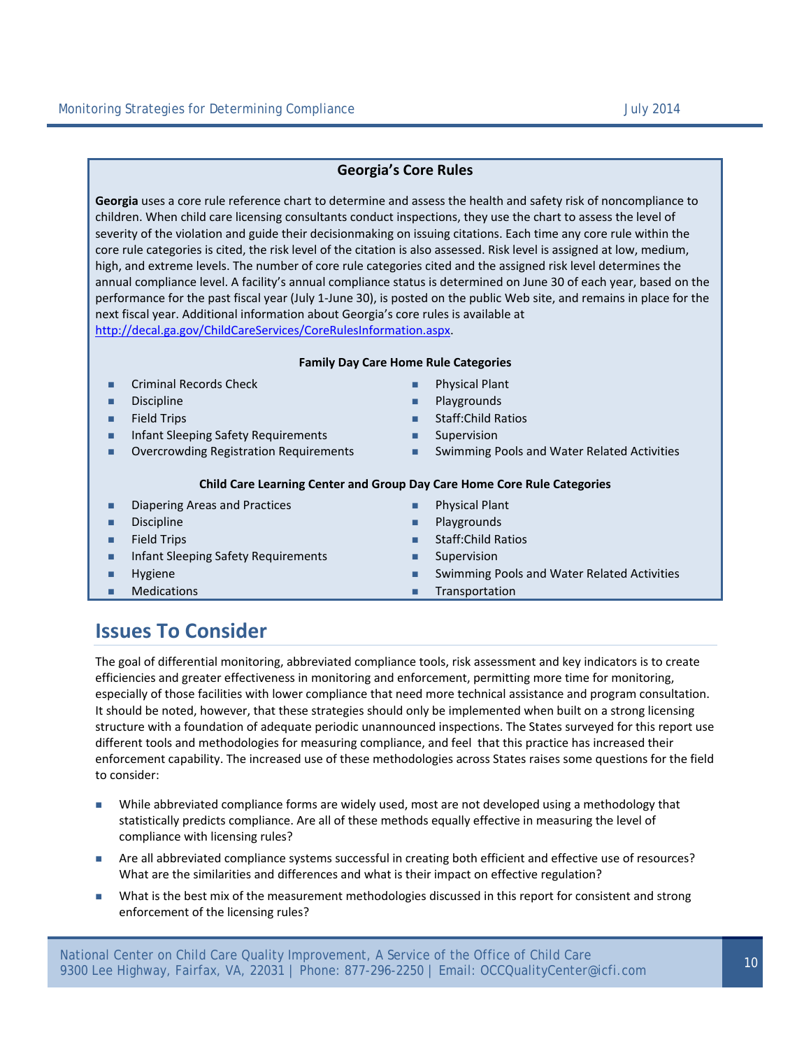### Georgia's Core Rules

**Georgia** uses a core rule reference chart to determine and assess the health and safety risk of noncompliance to children. When child care licensing consultants conduct inspections, they use the chart to assess the level of severity of the violation and guide their decisionmaking on issuing citations. Each time any core rule within the core rule categories is cited, the risk level of the citation is also assessed. Risk level is assigned at low, medium, high, and extreme levels. The number of core rule categories cited and the assigned risk level determines the annual compliance level. A facility's annual compliance status is determined on June 30 of each year, based on the performance for the past fiscal year (July 1-June 30), is posted on the public Web site, and remains in place for the next fiscal year. Additional information about Georgia's core rules is available at http://decal.ga.gov/ChildCareServices/CoreRulesInformation.aspx.

**Family Day Care Home Rule Categories**

- Criminal Records Check
- Discipline
- Field Trips
- Infant Sleeping Safety Requirements
- Overcrowding Registration Requirements
- Physical Plant
- Playgrounds
- Staff:Child Ratios
- Supervision
- Swimming Pools and Water Related Activities

**Child Care Learning Center and Group Day Care Home Core Rule Categories**

- Diapering Areas and Practices
- Discipline
- Field Trips
- Infant Sleeping Safety Requirements
- Hygiene
- Medications
- Physical Plant
- Playgrounds
- Staff:Child Ratios
- Supervision
- Swimming Pools and Water Related Activities
- Transportation

## Issues To Consider

The goal of differential monitoring, abbreviated compliance tools, risk assessment and key indicators is to create efficiencies and greater effectiveness in monitoring and enforcement, permitting more time for monitoring, especially of those facilities with lower compliance that need more technical assistance and program consultation. It should be noted, however, that these strategies should only be implemented when built on a strong licensing structure with a foundation of adequate periodic unannounced inspections. The States surveyed for this report use different tools and methodologies for measuring compliance, and feel that this practice has increased their enforcement capability. The increased use of these methodologies across States raises some questions for the field to consider:

- While abbreviated compliance forms are widely used, most are not developed using a methodology that statistically predicts compliance. Are all of these methods equally effective in measuring the level of compliance with licensing rules?
- Are all abbreviated compliance systems successful in creating both efficient and effective use of resources? What are the similarities and differences and what is their impact on effective regulation?
- What is the best mix of the measurement methodologies discussed in this report for consistent and strong enforcement of the licensing rules?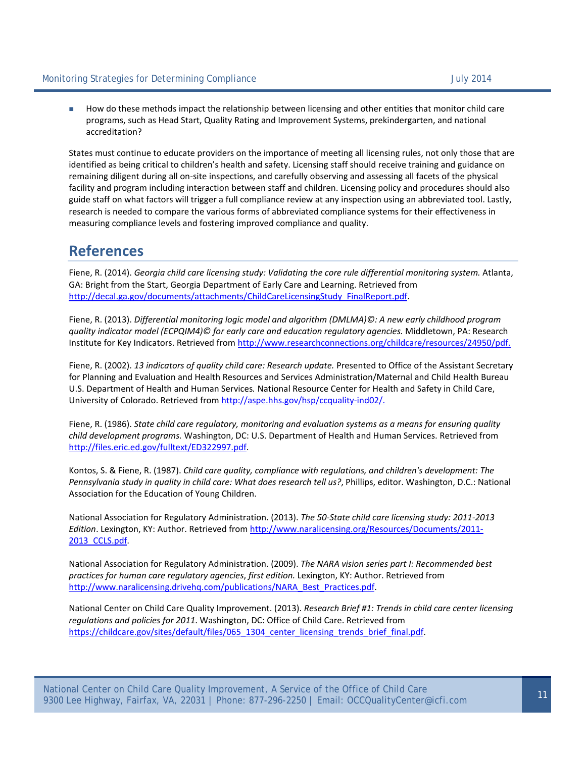- How do these methods impact the relationship between licensing and other entities that monitor child care programs, such as Head Start, Quality Rating and Improvement Systems, prekindergarten, and national accreditation?

States must continue to educate providers on the importance of meeting all licensing rules, not only those that are identified as being critical to children's health and safety. Licensing staff should receive training and guidance on remaining diligent during all on-site inspections, and carefully observing and assessing all facets of the physical facility and program including interaction between staff and children. Licensing policy and procedures should also guide staff on what factors will trigger a full compliance review at any inspection using an abbreviated tool. Lastly, research is needed to compare the various forms of abbreviated compliance systems for their effectiveness in measuring compliance levels and fostering improved compliance and quality.

## References

Fiene, R. (2014). *Georgia child care licensing study: Validating the core rule differential monitoring system.* Atlanta, GA: Bright from the Start, Georgia Department of Early Care and Learning. Retrieved from http://decal.ga.gov/documents/attachments/ChildCareLicensingStudy_FinalReport.pdf.

Fiene, R. (2013). *Differential monitoring logic model and algorithm (DMLMA)©: A new early childhood program quality indicator model (ECPQIM4)© for early care and education regulatory agencies.* Middletown, PA: Research Institute for Key Indicators. Retrieved from http://www.researchconnections.org/childcare/resources/24950/pdf.

Fiene, R. (2002). *13 indicators of quality child care: Research update.* Presented to Office of the Assistant Secretary for Planning and Evaluation and Health Resources and Services Administration/Maternal and Child Health Bureau U.S. Department of Health and Human Services. National Resource Center for Health and Safety in Child Care, University of Colorado. Retrieved from http://aspe.hhs.gov/hsp/ccquality-ind02/.

Fiene, R. (1986). *State child care regulatory, monitoring and evaluation systems as a means for ensuring quality child development programs.* Washington, DC: U.S. Department of Health and Human Services. Retrieved from http://files.eric.ed.gov/fulltext/ED322997.pdf.

Kontos, S. & Fiene, R. (1987). *Child care quality, compliance with regulations, and children's development: The Pennsylvania study in quality in child care: What does research tell us?*, Phillips, editor. Washington, D.C.: National Association for the Education of Young Children.

National Association for Regulatory Administration. (2013). *The 50-State child care licensing study: 2011-2013 Edition*. Lexington, KY: Author. Retrieved from http://www.naralicensing.org/Resources/Documents/2011-2013_CCLS.pdf.

National Association for Regulatory Administration. (2009). *The NARA vision series part I: Recommended best practices for human care regulatory agencies*, *first edition.* Lexington, KY: Author. Retrieved from http://www.naralicensing.drivehq.com/publications/NARA_Best_Practices.pdf.

National Center on Child Care Quality Improvement. (2013). *Research Brief #1: Trends in child care center licensing regulations and policies for 2011*. Washington, DC: Office of Child Care. Retrieved from https://childcare.gov/sites/default/files/065_1304_center_licensing_trends_brief_final.pdf.